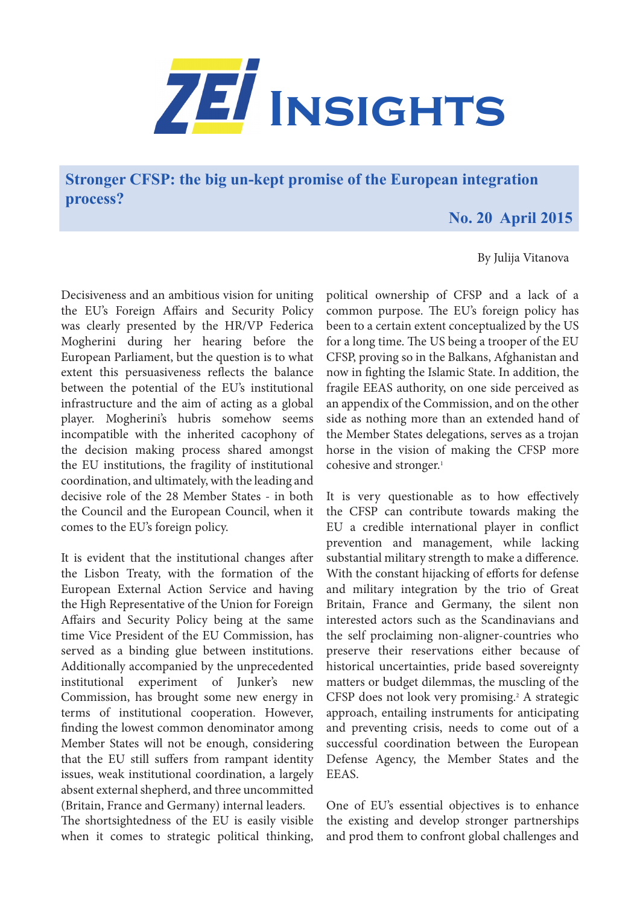# ZEI Insights

## Stronger CFSP: the big un-kept promise of the European integration process?

**No. 20 April 2015**

By Julija Vitanova

Decisiveness and an ambitious vision for uniting the EU's Foreign Affairs and Security Policy was clearly presented by the HR/VP Federica Mogherini during her hearing before the European Parliament, but the question is to what extent this persuasiveness reflects the balance between the potential of the EU's institutional infrastructure and the aim of acting as a global player. Mogherini's hubris somehow seems incompatible with the inherited cacophony of the decision making process shared amongst the EU institutions, the fragility of institutional coordination, and ultimately, with the leading and decisive role of the 28 Member States - in both the Council and the European Council, when it comes to the EU's foreign policy.

It is evident that the institutional changes after the Lisbon Treaty, with the formation of the European External Action Service and having the High Representative of the Union for Foreign Affairs and Security Policy being at the same time Vice President of the EU Commission, has served as a binding glue between institutions. Additionally accompanied by the unprecedented institutional experiment of Junker's new Commission, has brought some new energy in terms of institutional cooperation. However, finding the lowest common denominator among Member States will not be enough, considering that the EU still suffers from rampant identity issues, weak institutional coordination, a largely absent external shepherd, and three uncommitted (Britain, France and Germany) internal leaders.
The shortsightedness of the EU is easily visible when it comes to strategic political thinking, political ownership of CFSP and a lack of a common purpose. The EU's foreign policy has been to a certain extent conceptualized by the US for a long time. The US being a trooper of the EU CFSP, proving so in the Balkans, Afghanistan and now in fighting the Islamic State. In addition, the fragile EEAS authority, on one side perceived as an appendix of the Commission, and on the other side as nothing more than an extended hand of the Member States delegations, serves as a trojan horse in the vision of making the CFSP more cohesive and stronger.[1]

It is very questionable as to how effectively the CFSP can contribute towards making the EU a credible international player in conflict prevention and management, while lacking substantial military strength to make a difference. With the constant hijacking of efforts for defense and military integration by the trio of Great Britain, France and Germany, the silent non interested actors such as the Scandinavians and the self proclaiming non-aligner-countries who preserve their reservations either because of historical uncertainties, pride based sovereignty matters or budget dilemmas, the muscling of the CFSP does not look very promising.[2] A strategic approach, entailing instruments for anticipating and preventing crisis, needs to come out of a successful coordination between the European Defense Agency, the Member States and the EEAS.

One of EU's essential objectives is to enhance the existing and develop stronger partnerships and prod them to confront global challenges and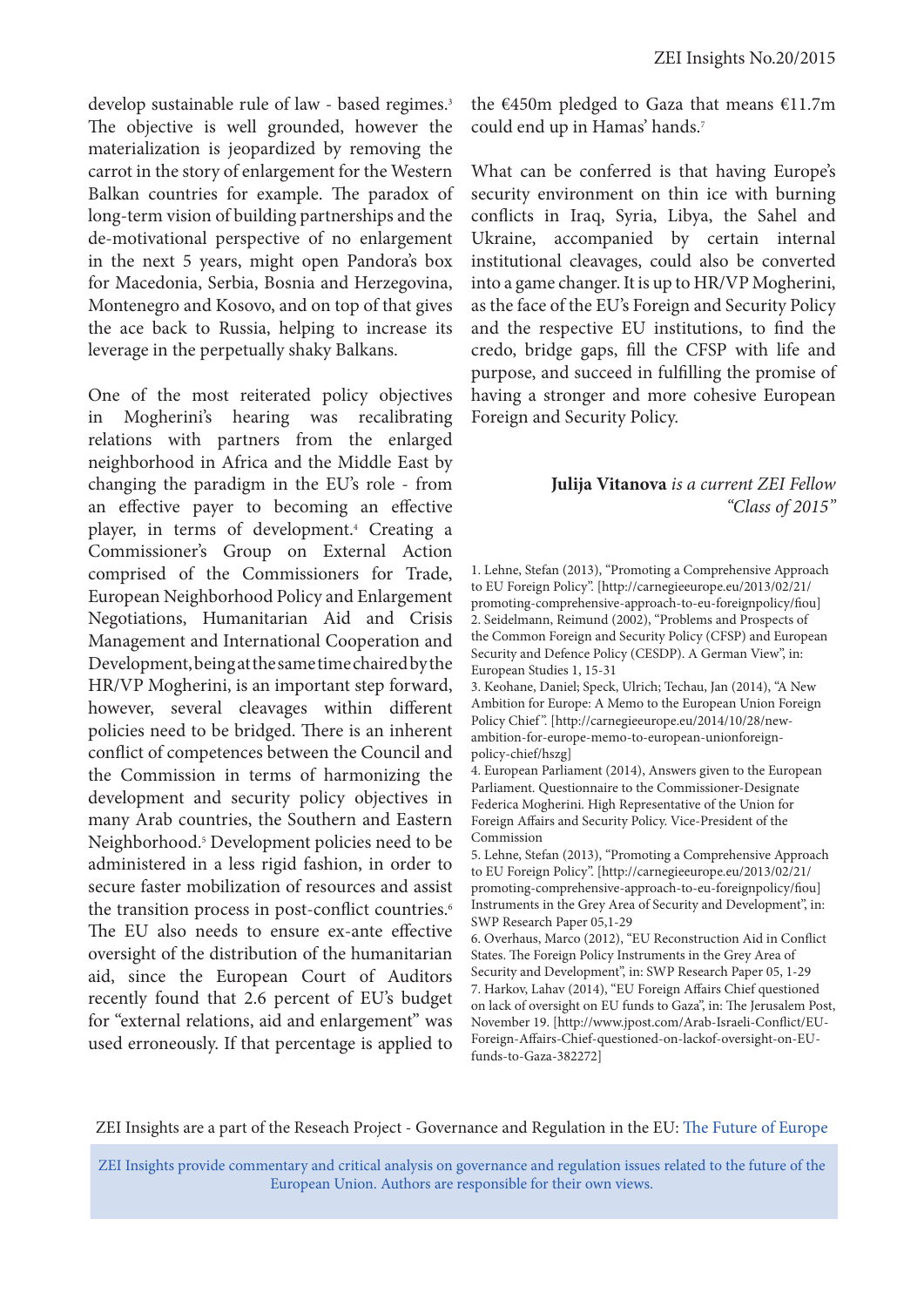develop sustainable rule of law - based regimes.[3] The objective is well grounded, however the materialization is jeopardized by removing the carrot in the story of enlargement for the Western Balkan countries for example. The paradox of long-term vision of building partnerships and the de-motivational perspective of no enlargement in the next 5 years, might open Pandora's box for Macedonia, Serbia, Bosnia and Herzegovina, Montenegro and Kosovo, and on top of that gives the ace back to Russia, helping to increase its leverage in the perpetually shaky Balkans.

One of the most reiterated policy objectives in Mogherini's hearing was recalibrating relations with partners from the enlarged neighborhood in Africa and the Middle East by changing the paradigm in the EU's role - from an effective payer to becoming an effective player, in terms of development.[4] Creating a Commissioner's Group on External Action comprised of the Commissioners for Trade, European Neighborhood Policy and Enlargement Negotiations, Humanitarian Aid and Crisis Management and International Cooperation and Development, being at the same time chaired by the HR/VP Mogherini, is an important step forward, however, several cleavages within different policies need to be bridged. There is an inherent conflict of competences between the Council and the Commission in terms of harmonizing the development and security policy objectives in many Arab countries, the Southern and Eastern Neighborhood.[5] Development policies need to be administered in a less rigid fashion, in order to secure faster mobilization of resources and assist the transition process in post-conflict countries.[6] The EU also needs to ensure ex-ante effective oversight of the distribution of the humanitarian aid, since the European Court of Auditors recently found that 2.6 percent of EU's budget for "external relations, aid and enlargement" was used erroneously. If that percentage is applied to the €450m pledged to Gaza that means €11.7m could end up in Hamas' hands.[7]

What can be conferred is that having Europe's security environment on thin ice with burning conflicts in Iraq, Syria, Libya, the Sahel and Ukraine, accompanied by certain internal institutional cleavages, could also be converted into a game changer. It is up to HR/VP Mogherini, as the face of the EU's Foreign and Security Policy and the respective EU institutions, to find the credo, bridge gaps, fill the CFSP with life and purpose, and succeed in fulfilling the promise of having a stronger and more cohesive European Foreign and Security Policy.

**Julija Vitanova** *is a current ZEI Fellow "Class of 2015"*

1. Lehne, Stefan (2013), "Promoting a Comprehensive Approach to EU Foreign Policy". [http://carnegieeurope.eu/2013/02/21/promoting-comprehensive-approach-to-eu-foreignpolicy/fiou]
2. Seidelmann, Reimund (2002), "Problems and Prospects of the Common Foreign and Security Policy (CFSP) and European Security and Defence Policy (CESDP). A German View", in: European Studies 1, 15-31
3. Keohane, Daniel; Speck, Ulrich; Techau, Jan (2014), "A New Ambition for Europe: A Memo to the European Union Foreign Policy Chief". [http://carnegieeurope.eu/2014/10/28/new-ambition-for-europe-memo-to-european-unionforeign-policy-chief/hszg]
4. European Parliament (2014), Answers given to the European Parliament. Questionnaire to the Commissioner-Designate Federica Mogherini. High Representative of the Union for Foreign Affairs and Security Policy. Vice-President of the Commission
5. Lehne, Stefan (2013), "Promoting a Comprehensive Approach to EU Foreign Policy". [http://carnegieeurope.eu/2013/02/21/promoting-comprehensive-approach-to-eu-foreignpolicy/fiou] Instruments in the Grey Area of Security and Development", in: SWP Research Paper 05,1-29
6. Overhaus, Marco (2012), "EU Reconstruction Aid in Conflict States. The Foreign Policy Instruments in the Grey Area of Security and Development", in: SWP Research Paper 05, 1-29
7. Harkov, Lahav (2014), "EU Foreign Affairs Chief questioned on lack of oversight on EU funds to Gaza", in: The Jerusalem Post, November 19. [http://www.jpost.com/Arab-Israeli-Conflict/EU-Foreign-Affairs-Chief-questioned-on-lackof-oversight-on-EU-funds-to-Gaza-382272]

ZEI Insights are a part of the Reseach Project - Governance and Regulation in the EU: The Future of Europe

ZEI Insights provide commentary and critical analysis on governance and regulation issues related to the future of the European Union. Authors are responsible for their own views.